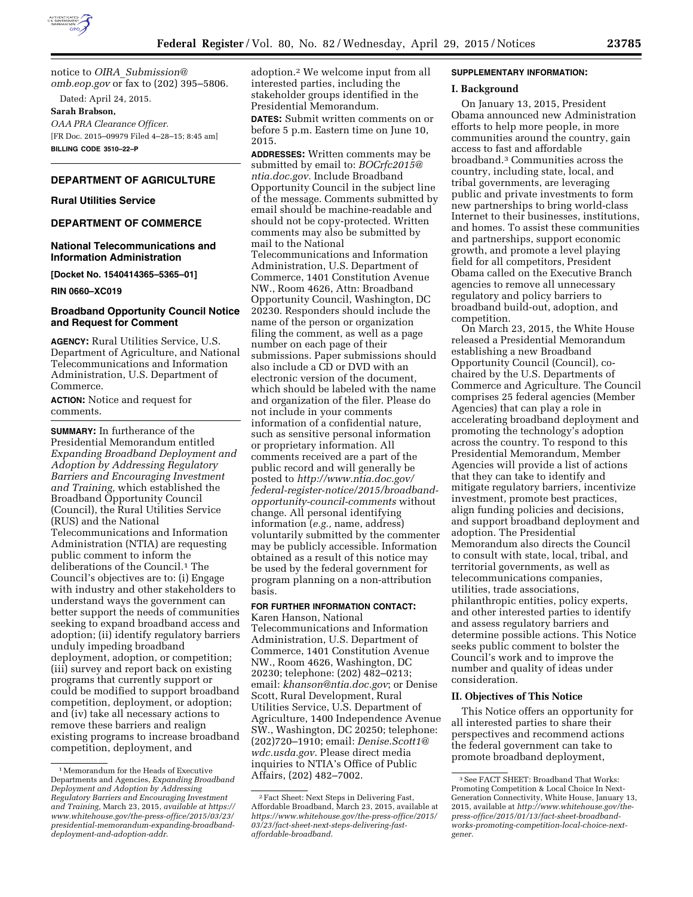notice to *OIRA_Submission@omb.eop.gov* or fax to (202) 395–5806.

Dated: April 24, 2015.

**Sarah Brabson,**

*OAA PRA Clearance Officer.*

[FR Doc. 2015–09979 Filed 4–28–15; 8:45 am]

**BILLING CODE 3510–22–P**

---

## DEPARTMENT OF AGRICULTURE

### Rural Utilities Service

## DEPARTMENT OF COMMERCE

### National Telecommunications and Information Administration

**[Docket No. 1540414365–5365–01]**

**RIN 0660–XC019**

### Broadband Opportunity Council Notice and Request for Comment

**AGENCY:** Rural Utilities Service, U.S. Department of Agriculture, and National Telecommunications and Information Administration, U.S. Department of Commerce.

**ACTION:** Notice and request for comments.

**SUMMARY:** In furtherance of the Presidential Memorandum entitled *Expanding Broadband Deployment and Adoption by Addressing Regulatory Barriers and Encouraging Investment and Training,* which established the Broadband Opportunity Council (Council), the Rural Utilities Service (RUS) and the National Telecommunications and Information Administration (NTIA) are requesting public comment to inform the deliberations of the Council.[1] The Council's objectives are to: (i) Engage with industry and other stakeholders to understand ways the government can better support the needs of communities seeking to expand broadband access and adoption; (ii) identify regulatory barriers unduly impeding broadband deployment, adoption, or competition; (iii) survey and report back on existing programs that currently support or could be modified to support broadband competition, deployment, or adoption; and (iv) take all necessary actions to remove these barriers and realign existing programs to increase broadband competition, deployment, and adoption.[2] We welcome input from all interested parties, including the stakeholder groups identified in the Presidential Memorandum.

**DATES:** Submit written comments on or before 5 p.m. Eastern time on June 10, 2015.

**ADDRESSES:** Written comments may be submitted by email to: *BOCrfc2015@ntia.doc.gov.* Include Broadband Opportunity Council in the subject line of the message. Comments submitted by email should be machine-readable and should not be copy-protected. Written comments may also be submitted by mail to the National Telecommunications and Information Administration, U.S. Department of Commerce, 1401 Constitution Avenue NW., Room 4626, Attn: Broadband Opportunity Council, Washington, DC 20230. Responders should include the name of the person or organization filing the comment, as well as a page number on each page of their submissions. Paper submissions should also include a CD or DVD with an electronic version of the document, which should be labeled with the name and organization of the filer. Please do not include in your comments information of a confidential nature, such as sensitive personal information or proprietary information. All comments received are a part of the public record and will generally be posted to *http://www.ntia.doc.gov/federal-register-notice/2015/broadband-opportunity-council-comments* without change. All personal identifying information (*e.g.,* name, address) voluntarily submitted by the commenter may be publicly accessible. Information obtained as a result of this notice may be used by the federal government for program planning on a non-attribution basis.

**FOR FURTHER INFORMATION CONTACT:** Karen Hanson, National Telecommunications and Information Administration, U.S. Department of Commerce, 1401 Constitution Avenue NW., Room 4626, Washington, DC 20230; telephone: (202) 482–0213; email: *khanson@ntia.doc.gov*; or Denise Scott, Rural Development, Rural Utilities Service, U.S. Department of Agriculture, 1400 Independence Avenue SW., Washington, DC 20250; telephone: (202)720–1910; email: *Denise.Scott1@wdc.usda.gov*. Please direct media inquiries to NTIA's Office of Public Affairs, (202) 482–7002.

**SUPPLEMENTARY INFORMATION:**

### I. Background

On January 13, 2015, President Obama announced new Administration efforts to help more people, in more communities around the country, gain access to fast and affordable broadband.[3] Communities across the country, including state, local, and tribal governments, are leveraging public and private investments to form new partnerships to bring world-class Internet to their businesses, institutions, and homes. To assist these communities and partnerships, support economic growth, and promote a level playing field for all competitors, President Obama called on the Executive Branch agencies to remove all unnecessary regulatory and policy barriers to broadband build-out, adoption, and competition.

On March 23, 2015, the White House released a Presidential Memorandum establishing a new Broadband Opportunity Council (Council), co-chaired by the U.S. Departments of Commerce and Agriculture. The Council comprises 25 federal agencies (Member Agencies) that can play a role in accelerating broadband deployment and promoting the technology's adoption across the country. To respond to this Presidential Memorandum, Member Agencies will provide a list of actions that they can take to identify and mitigate regulatory barriers, incentivize investment, promote best practices, align funding policies and decisions, and support broadband deployment and adoption. The Presidential Memorandum also directs the Council to consult with state, local, tribal, and territorial governments, as well as telecommunications companies, utilities, trade associations, philanthropic entities, policy experts, and other interested parties to identify and assess regulatory barriers and determine possible actions. This Notice seeks public comment to bolster the Council's work and to improve the number and quality of ideas under consideration.

### II. Objectives of This Notice

This Notice offers an opportunity for all interested parties to share their perspectives and recommend actions the federal government can take to promote broadband deployment,

---

[1] Memorandum for the Heads of Executive Departments and Agencies, *Expanding Broadband Deployment and Adoption by Addressing Regulatory Barriers and Encouraging Investment and Training,* March 23, 2015, *available at https://www.whitehouse.gov/the-press-office/2015/03/23/presidential-memorandum-expanding-broadband-deployment-and-adoption-addr.*

[2] Fact Sheet: Next Steps in Delivering Fast, Affordable Broadband, March 23, 2015, available at *https://www.whitehouse.gov/the-press-office/2015/03/23/fact-sheet-next-steps-delivering-fast-affordable-broadband.*

[3] See FACT SHEET: Broadband That Works: Promoting Competition & Local Choice In Next-Generation Connectivity, White House, January 13, 2015, available at *http://www.whitehouse.gov/the-press-office/2015/01/13/fact-sheet-broadband-works-promoting-competition-local-choice-next-gener.*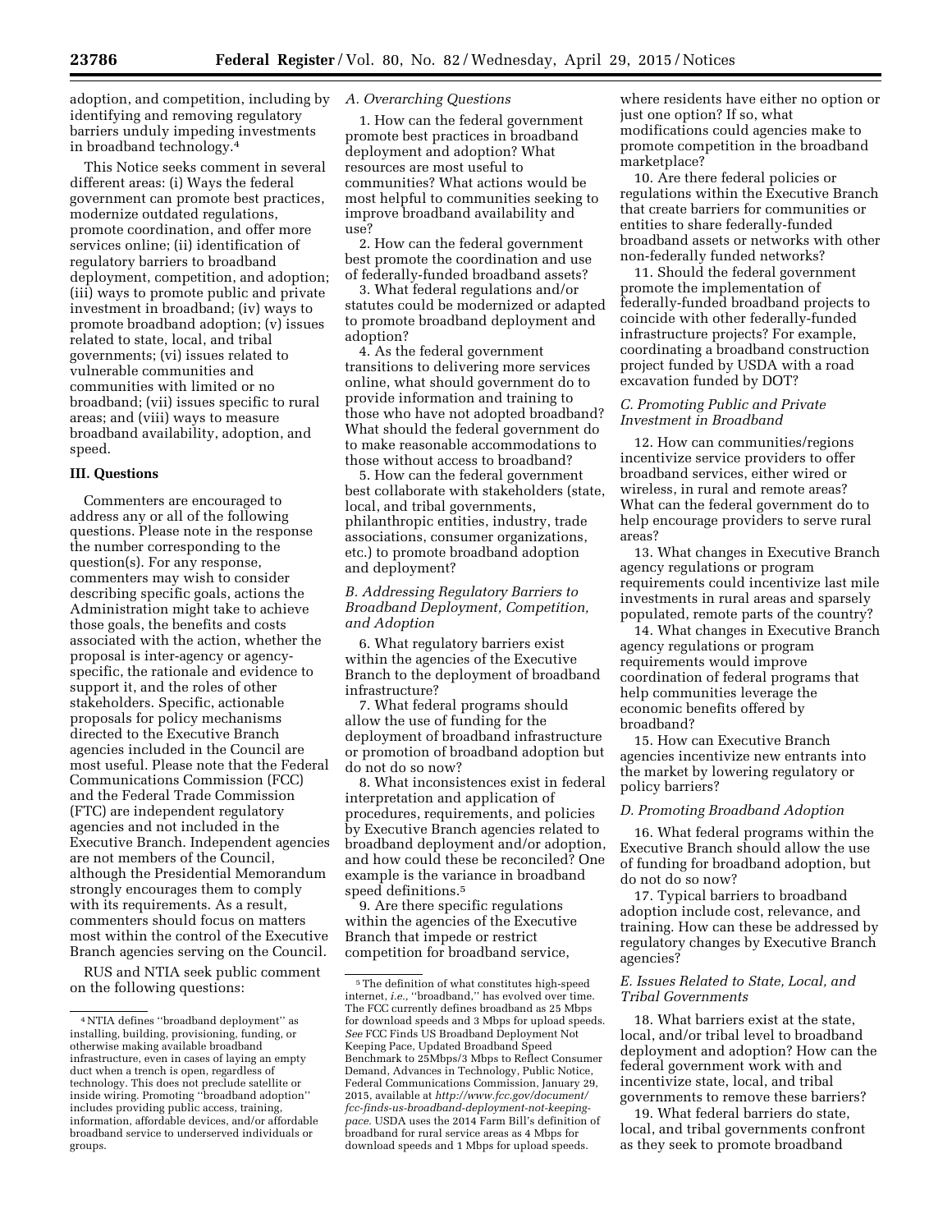adoption, and competition, including by identifying and removing regulatory barriers unduly impeding investments in broadband technology.[4]

This Notice seeks comment in several different areas: (i) Ways the federal government can promote best practices, modernize outdated regulations, promote coordination, and offer more services online; (ii) identification of regulatory barriers to broadband deployment, competition, and adoption; (iii) ways to promote public and private investment in broadband; (iv) ways to promote broadband adoption; (v) issues related to state, local, and tribal governments; (vi) issues related to vulnerable communities and communities with limited or no broadband; (vii) issues specific to rural areas; and (viii) ways to measure broadband availability, adoption, and speed.

## III. Questions

Commenters are encouraged to address any or all of the following questions. Please note in the response the number corresponding to the question(s). For any response, commenters may wish to consider describing specific goals, actions the Administration might take to achieve those goals, the benefits and costs associated with the action, whether the proposal is inter-agency or agency-specific, the rationale and evidence to support it, and the roles of other stakeholders. Specific, actionable proposals for policy mechanisms directed to the Executive Branch agencies included in the Council are most useful. Please note that the Federal Communications Commission (FCC) and the Federal Trade Commission (FTC) are independent regulatory agencies and not included in the Executive Branch. Independent agencies are not members of the Council, although the Presidential Memorandum strongly encourages them to comply with its requirements. As a result, commenters should focus on matters most within the control of the Executive Branch agencies serving on the Council.

RUS and NTIA seek public comment on the following questions:

### *A. Overarching Questions*

1. How can the federal government promote best practices in broadband deployment and adoption? What resources are most useful to communities? What actions would be most helpful to communities seeking to improve broadband availability and use?

2. How can the federal government best promote the coordination and use of federally-funded broadband assets?

3. What federal regulations and/or statutes could be modernized or adapted to promote broadband deployment and adoption?

4. As the federal government transitions to delivering more services online, what should government do to provide information and training to those who have not adopted broadband? What should the federal government do to make reasonable accommodations to those without access to broadband?

5. How can the federal government best collaborate with stakeholders (state, local, and tribal governments, philanthropic entities, industry, trade associations, consumer organizations, etc.) to promote broadband adoption and deployment?

### *B. Addressing Regulatory Barriers to Broadband Deployment, Competition, and Adoption*

6. What regulatory barriers exist within the agencies of the Executive Branch to the deployment of broadband infrastructure?

7. What federal programs should allow the use of funding for the deployment of broadband infrastructure or promotion of broadband adoption but do not do so now?

8. What inconsistences exist in federal interpretation and application of procedures, requirements, and policies by Executive Branch agencies related to broadband deployment and/or adoption, and how could these be reconciled? One example is the variance in broadband speed definitions.[5]

9. Are there specific regulations within the agencies of the Executive Branch that impede or restrict competition for broadband service, where residents have either no option or just one option? If so, what modifications could agencies make to promote competition in the broadband marketplace?

10. Are there federal policies or regulations within the Executive Branch that create barriers for communities or entities to share federally-funded broadband assets or networks with other non-federally funded networks?

11. Should the federal government promote the implementation of federally-funded broadband projects to coincide with other federally-funded infrastructure projects? For example, coordinating a broadband construction project funded by USDA with a road excavation funded by DOT?

### *C. Promoting Public and Private Investment in Broadband*

12. How can communities/regions incentivize service providers to offer broadband services, either wired or wireless, in rural and remote areas? What can the federal government do to help encourage providers to serve rural areas?

13. What changes in Executive Branch agency regulations or program requirements could incentivize last mile investments in rural areas and sparsely populated, remote parts of the country?

14. What changes in Executive Branch agency regulations or program requirements would improve coordination of federal programs that help communities leverage the economic benefits offered by broadband?

15. How can Executive Branch agencies incentivize new entrants into the market by lowering regulatory or policy barriers?

### *D. Promoting Broadband Adoption*

16. What federal programs within the Executive Branch should allow the use of funding for broadband adoption, but do not do so now?

17. Typical barriers to broadband adoption include cost, relevance, and training. How can these be addressed by regulatory changes by Executive Branch agencies?

### *E. Issues Related to State, Local, and Tribal Governments*

18. What barriers exist at the state, local, and/or tribal level to broadband deployment and adoption? How can the federal government work with and incentivize state, local, and tribal governments to remove these barriers?

19. What federal barriers do state, local, and tribal governments confront as they seek to promote broadband

---

[4] NTIA defines "broadband deployment" as installing, building, provisioning, funding, or otherwise making available broadband infrastructure, even in cases of laying an empty duct when a trench is open, regardless of technology. This does not preclude satellite or inside wiring. Promoting "broadband adoption" includes providing public access, training, information, affordable devices, and/or affordable broadband service to underserved individuals or groups.

[5] The definition of what constitutes high-speed internet, *i.e.,* "broadband," has evolved over time. The FCC currently defines broadband as 25 Mbps for download speeds and 3 Mbps for upload speeds. *See* FCC Finds US Broadband Deployment Not Keeping Pace, Updated Broadband Speed Benchmark to 25Mbps/3 Mbps to Reflect Consumer Demand, Advances in Technology, Public Notice, Federal Communications Commission, January 29, 2015, available at *http://www.fcc.gov/document/fcc-finds-us-broadband-deployment-not-keeping-pace.* USDA uses the 2014 Farm Bill's definition of broadband for rural service areas as 4 Mbps for download speeds and 1 Mbps for upload speeds.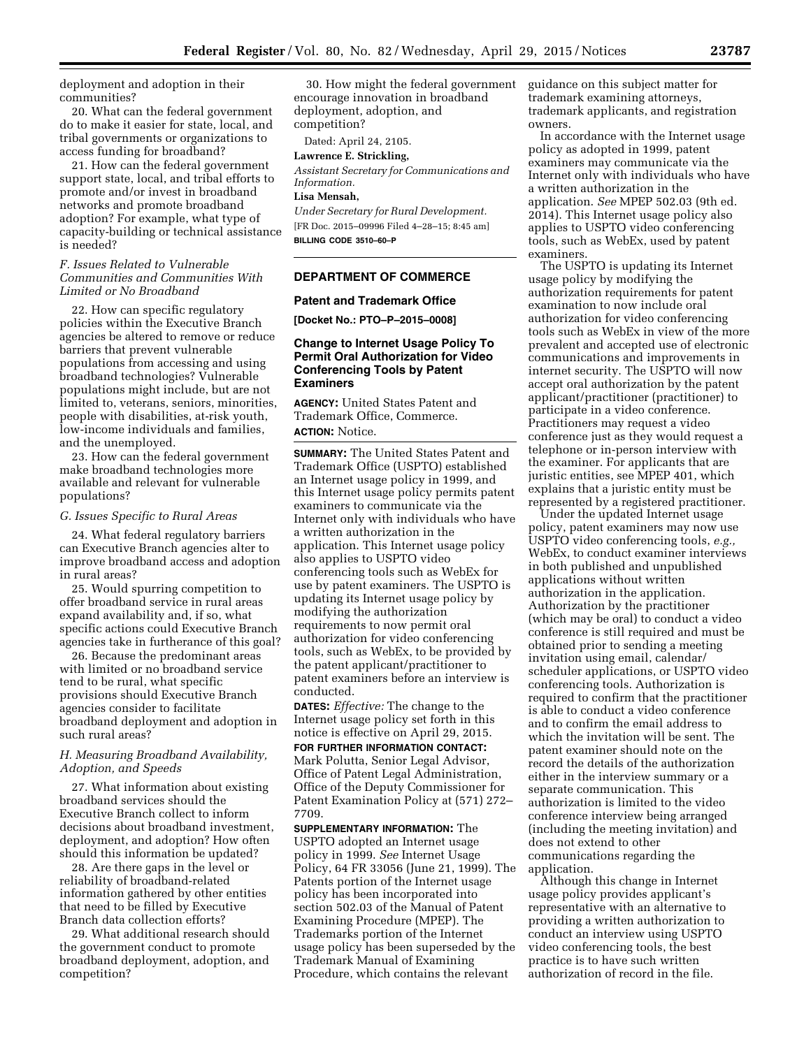deployment and adoption in their communities?

20. What can the federal government do to make it easier for state, local, and tribal governments or organizations to access funding for broadband?

21. How can the federal government support state, local, and tribal efforts to promote and/or invest in broadband networks and promote broadband adoption? For example, what type of capacity-building or technical assistance is needed?

### *F. Issues Related to Vulnerable Communities and Communities With Limited or No Broadband*

22. How can specific regulatory policies within the Executive Branch agencies be altered to remove or reduce barriers that prevent vulnerable populations from accessing and using broadband technologies? Vulnerable populations might include, but are not limited to, veterans, seniors, minorities, people with disabilities, at-risk youth, low-income individuals and families, and the unemployed.

23. How can the federal government make broadband technologies more available and relevant for vulnerable populations?

### *G. Issues Specific to Rural Areas*

24. What federal regulatory barriers can Executive Branch agencies alter to improve broadband access and adoption in rural areas?

25. Would spurring competition to offer broadband service in rural areas expand availability and, if so, what specific actions could Executive Branch agencies take in furtherance of this goal?

26. Because the predominant areas with limited or no broadband service tend to be rural, what specific provisions should Executive Branch agencies consider to facilitate broadband deployment and adoption in such rural areas?

### *H. Measuring Broadband Availability, Adoption, and Speeds*

27. What information about existing broadband services should the Executive Branch collect to inform decisions about broadband investment, deployment, and adoption? How often should this information be updated?

28. Are there gaps in the level or reliability of broadband-related information gathered by other entities that need to be filled by Executive Branch data collection efforts?

29. What additional research should the government conduct to promote broadband deployment, adoption, and competition?

30. How might the federal government encourage innovation in broadband deployment, adoption, and competition?

Dated: April 24, 2105.

**Lawrence E. Strickling,**

*Assistant Secretary for Communications and Information.*

**Lisa Mensah,**

*Under Secretary for Rural Development.*

[FR Doc. 2015–09996 Filed 4–28–15; 8:45 am]

**BILLING CODE 3510–60–P**

## DEPARTMENT OF COMMERCE

### Patent and Trademark Office

**[Docket No.: PTO–P–2015–0008]**

### Change to Internet Usage Policy To Permit Oral Authorization for Video Conferencing Tools by Patent Examiners

**AGENCY:** United States Patent and Trademark Office, Commerce.

**ACTION:** Notice.

**SUMMARY:** The United States Patent and Trademark Office (USPTO) established an Internet usage policy in 1999, and this Internet usage policy permits patent examiners to communicate via the Internet only with individuals who have a written authorization in the application. This Internet usage policy also applies to USPTO video conferencing tools such as WebEx for use by patent examiners. The USPTO is updating its Internet usage policy by modifying the authorization requirements to now permit oral authorization for video conferencing tools, such as WebEx, to be provided by the patent applicant/practitioner to patent examiners before an interview is conducted.

**DATES:** *Effective:* The change to the Internet usage policy set forth in this notice is effective on April 29, 2015.

**FOR FURTHER INFORMATION CONTACT:** Mark Polutta, Senior Legal Advisor, Office of Patent Legal Administration, Office of the Deputy Commissioner for Patent Examination Policy at (571) 272–7709.

**SUPPLEMENTARY INFORMATION:** The USPTO adopted an Internet usage policy in 1999. *See* Internet Usage Policy, 64 FR 33056 (June 21, 1999). The Patents portion of the Internet usage policy has been incorporated into section 502.03 of the Manual of Patent Examining Procedure (MPEP). The Trademarks portion of the Internet usage policy has been superseded by the Trademark Manual of Examining Procedure, which contains the relevant guidance on this subject matter for trademark examining attorneys, trademark applicants, and registration owners.

In accordance with the Internet usage policy as adopted in 1999, patent examiners may communicate via the Internet only with individuals who have a written authorization in the application. *See* MPEP 502.03 (9th ed. 2014). This Internet usage policy also applies to USPTO video conferencing tools, such as WebEx, used by patent examiners.

The USPTO is updating its Internet usage policy by modifying the authorization requirements for patent examination to now include oral authorization for video conferencing tools such as WebEx in view of the more prevalent and accepted use of electronic communications and improvements in internet security. The USPTO will now accept oral authorization by the patent applicant/practitioner (practitioner) to participate in a video conference. Practitioners may request a video conference just as they would request a telephone or in-person interview with the examiner. For applicants that are juristic entities, see MPEP 401, which explains that a juristic entity must be represented by a registered practitioner.

Under the updated Internet usage policy, patent examiners may now use USPTO video conferencing tools, *e.g.,* WebEx, to conduct examiner interviews in both published and unpublished applications without written authorization in the application. Authorization by the practitioner (which may be oral) to conduct a video conference is still required and must be obtained prior to sending a meeting invitation using email, calendar/scheduler applications, or USPTO video conferencing tools. Authorization is required to confirm that the practitioner is able to conduct a video conference and to confirm the email address to which the invitation will be sent. The patent examiner should note on the record the details of the authorization either in the interview summary or a separate communication. This authorization is limited to the video conference interview being arranged (including the meeting invitation) and does not extend to other communications regarding the application.

Although this change in Internet usage policy provides applicant's representative with an alternative to providing a written authorization to conduct an interview using USPTO video conferencing tools, the best practice is to have such written authorization of record in the file.